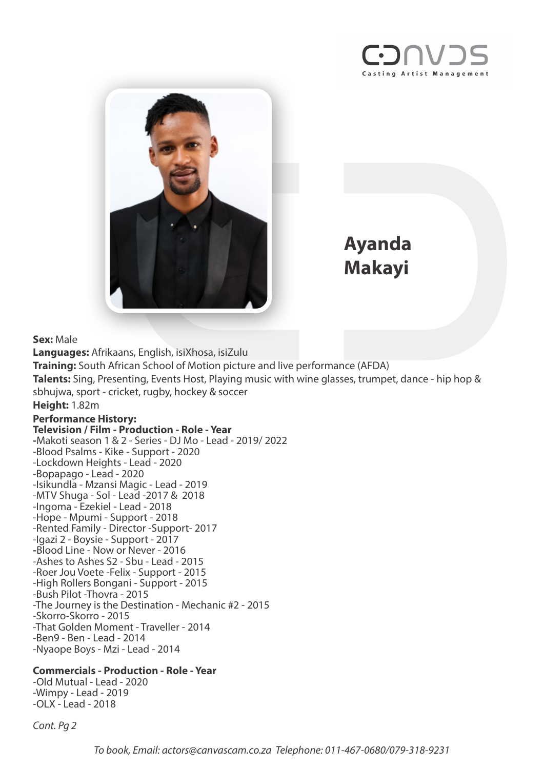CANVAS Casting Artist Management

# Ayanda Makayi

**Sex:** Male

**Languages:** Afrikaans, English, isiXhosa, isiZulu

**Training:** South African School of Motion picture and live performance (AFDA)

**Talents:** Sing, Presenting, Events Host, Playing music with wine glasses, trumpet, dance - hip hop & sbhujwa, sport - cricket, rugby, hockey & soccer

**Height:** 1.82m

**Performance History:**

**Television / Film - Production - Role - Year**

-Makoti season 1 & 2 - Series - DJ Mo - Lead - 2019/ 2022
-Blood Psalms - Kike - Support - 2020
-Lockdown Heights - Lead - 2020
-Bopapago - Lead - 2020
-Isikundla - Mzansi Magic - Lead - 2019
-MTV Shuga - Sol - Lead -2017 & 2018
-Ingoma - Ezekiel - Lead - 2018
-Hope - Mpumi - Support - 2018
-Rented Family - Director -Support- 2017
-Igazi 2 - Boysie - Support - 2017
-Blood Line - Now or Never - 2016
-Ashes to Ashes S2 - Sbu - Lead - 2015
-Roer Jou Voete -Felix - Support - 2015
-High Rollers Bongani - Support - 2015
-Bush Pilot -Thovra - 2015
-The Journey is the Destination - Mechanic #2 - 2015
-Skorro-Skorro - 2015
-That Golden Moment - Traveller - 2014
-Ben9 - Ben - Lead - 2014
-Nyaope Boys - Mzi - Lead - 2014

**Commercials - Production - Role - Year**

-Old Mutual - Lead - 2020
-Wimpy - Lead - 2019
-OLX - Lead - 2018

*Cont. Pg 2*

*To book, Email: actors@canvascam.co.za Telephone: 011-467-0680/079-318-9231*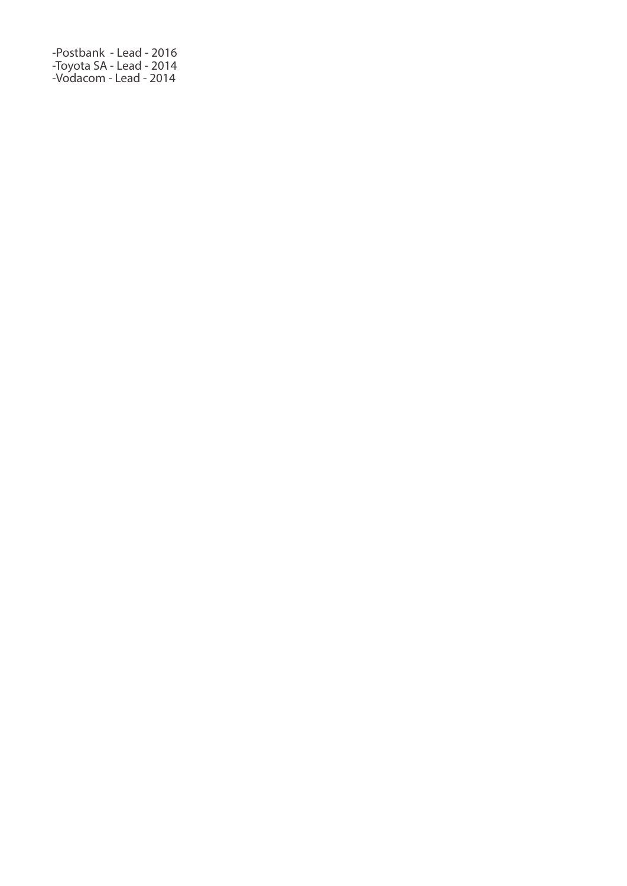-Postbank  - Lead - 2016
-Toyota SA - Lead - 2014
-Vodacom - Lead - 2014